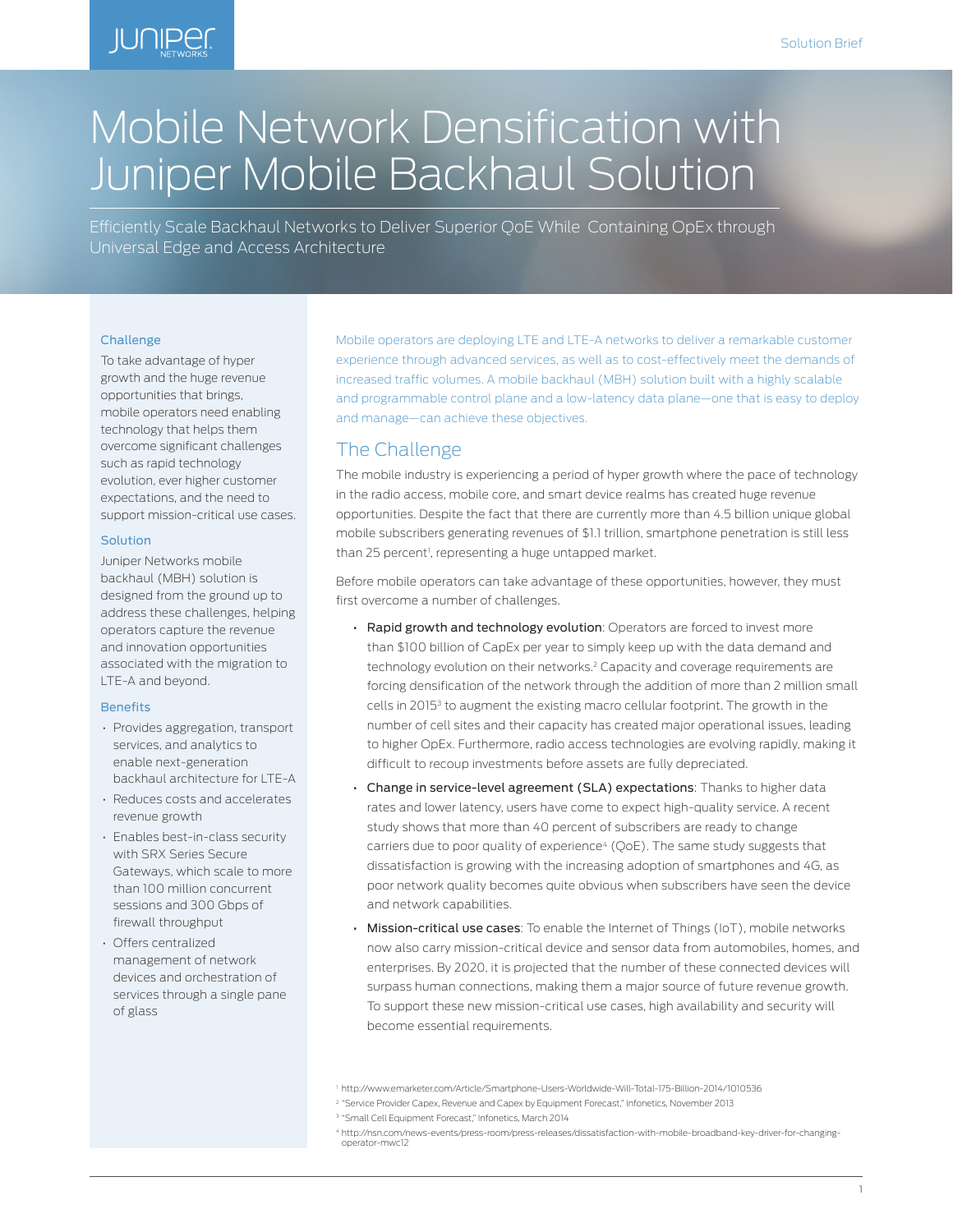Solution Brief

# Mobile Network Densification with Juniper Mobile Backhaul Solution

Efficiently Scale Backhaul Networks to Deliver Superior QoE While Containing OpEx through Universal Edge and Access Architecture

### Challenge

To take advantage of hyper growth and the huge revenue opportunities that brings, mobile operators need enabling technology that helps them overcome significant challenges such as rapid technology evolution, ever higher customer expectations, and the need to support mission-critical use cases.

### Solution

Juniper Networks mobile backhaul (MBH) solution is designed from the ground up to address these challenges, helping operators capture the revenue and innovation opportunities associated with the migration to LTE-A and beyond.

### Benefits

- Provides aggregation, transport services, and analytics to enable next-generation backhaul architecture for LTE-A
- Reduces costs and accelerates revenue growth
- Enables best-in-class security with SRX Series Secure Gateways, which scale to more than 100 million concurrent sessions and 300 Gbps of firewall throughput
- Offers centralized management of network devices and orchestration of services through a single pane of glass

Mobile operators are deploying LTE and LTE-A networks to deliver a remarkable customer experience through advanced services, as well as to cost-effectively meet the demands of increased traffic volumes. A mobile backhaul (MBH) solution built with a highly scalable and programmable control plane and a low-latency data plane—one that is easy to deploy and manage—can achieve these objectives.

## The Challenge

The mobile industry is experiencing a period of hyper growth where the pace of technology in the radio access, mobile core, and smart device realms has created huge revenue opportunities. Despite the fact that there are currently more than 4.5 billion unique global mobile subscribers generating revenues of $1.1 trillion, smartphone penetration is still less than 25 percent[1], representing a huge untapped market.

Before mobile operators can take advantage of these opportunities, however, they must first overcome a number of challenges.

- **Rapid growth and technology evolution**: Operators are forced to invest more than $100 billion of CapEx per year to simply keep up with the data demand and technology evolution on their networks.[2] Capacity and coverage requirements are forcing densification of the network through the addition of more than 2 million small cells in 2015[3] to augment the existing macro cellular footprint. The growth in the number of cell sites and their capacity has created major operational issues, leading to higher OpEx. Furthermore, radio access technologies are evolving rapidly, making it difficult to recoup investments before assets are fully depreciated.
- **Change in service-level agreement (SLA) expectations**: Thanks to higher data rates and lower latency, users have come to expect high-quality service. A recent study shows that more than 40 percent of subscribers are ready to change carriers due to poor quality of experience[4] (QoE). The same study suggests that dissatisfaction is growing with the increasing adoption of smartphones and 4G, as poor network quality becomes quite obvious when subscribers have seen the device and network capabilities.
- **Mission-critical use cases**: To enable the Internet of Things (IoT), mobile networks now also carry mission-critical device and sensor data from automobiles, homes, and enterprises. By 2020, it is projected that the number of these connected devices will surpass human connections, making them a major source of future revenue growth. To support these new mission-critical use cases, high availability and security will become essential requirements.

[1] http://www.emarketer.com/Article/Smartphone-Users-Worldwide-Will-Total-175-Billion-2014/1010536

[2] "Service Provider Capex, Revenue and Capex by Equipment Forecast," Infonetics, November 2013

[3] "Small Cell Equipment Forecast," Infonetics, March 2014

[4] http://nsn.com/news-events/press-room/press-releases/dissatisfaction-with-mobile-broadband-key-driver-for-changing-operator-mwc12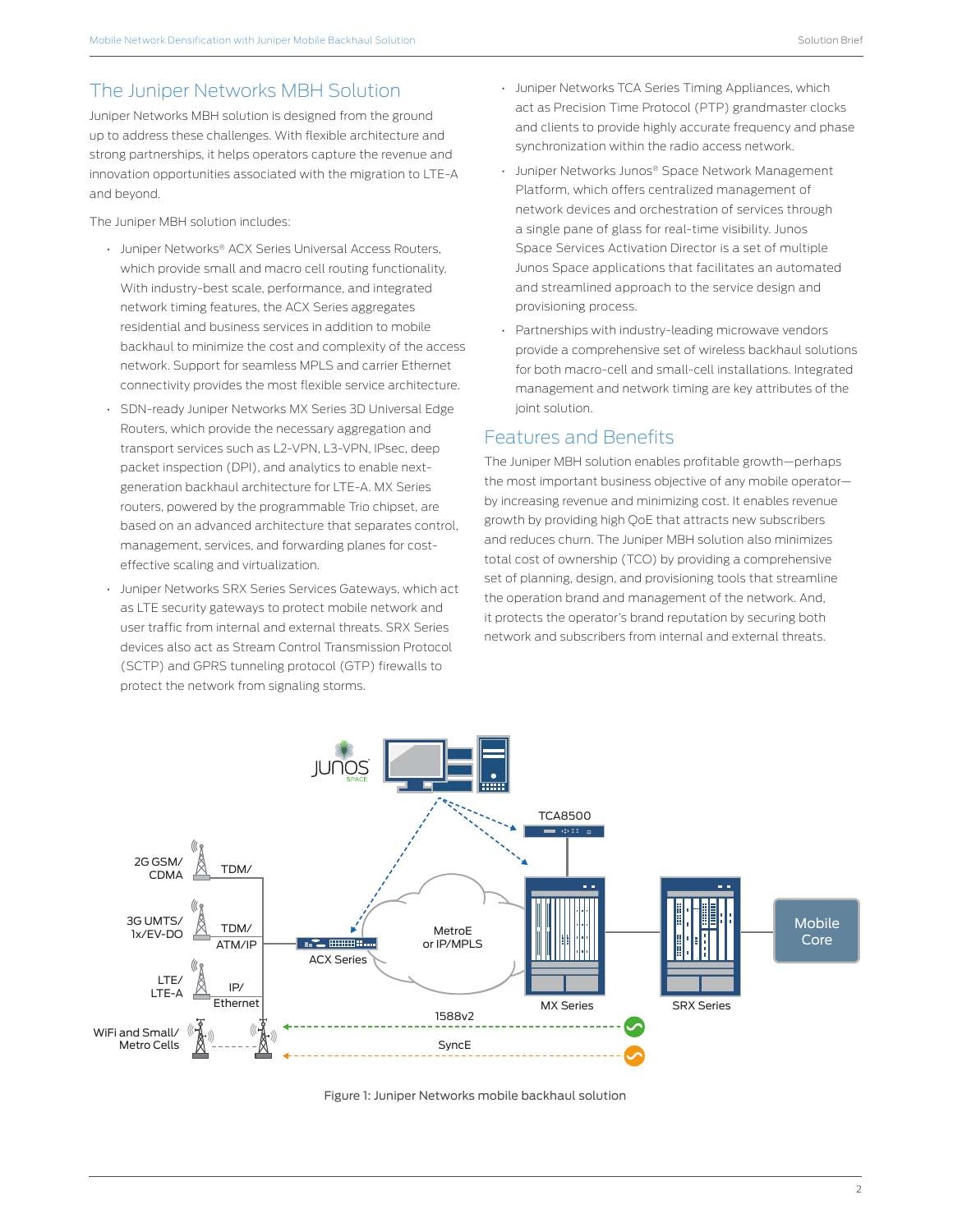## The Juniper Networks MBH Solution

Juniper Networks MBH solution is designed from the ground up to address these challenges. With flexible architecture and strong partnerships, it helps operators capture the revenue and innovation opportunities associated with the migration to LTE-A and beyond.

The Juniper MBH solution includes:

- Juniper Networks® ACX Series Universal Access Routers, which provide small and macro cell routing functionality. With industry-best scale, performance, and integrated network timing features, the ACX Series aggregates residential and business services in addition to mobile backhaul to minimize the cost and complexity of the access network. Support for seamless MPLS and carrier Ethernet connectivity provides the most flexible service architecture.
- SDN-ready Juniper Networks MX Series 3D Universal Edge Routers, which provide the necessary aggregation and transport services such as L2-VPN, L3-VPN, IPsec, deep packet inspection (DPI), and analytics to enable next-generation backhaul architecture for LTE-A. MX Series routers, powered by the programmable Trio chipset, are based on an advanced architecture that separates control, management, services, and forwarding planes for cost-effective scaling and virtualization.
- Juniper Networks SRX Series Services Gateways, which act as LTE security gateways to protect mobile network and user traffic from internal and external threats. SRX Series devices also act as Stream Control Transmission Protocol (SCTP) and GPRS tunneling protocol (GTP) firewalls to protect the network from signaling storms.
- Juniper Networks TCA Series Timing Appliances, which act as Precision Time Protocol (PTP) grandmaster clocks and clients to provide highly accurate frequency and phase synchronization within the radio access network.
- Juniper Networks Junos® Space Network Management Platform, which offers centralized management of network devices and orchestration of services through a single pane of glass for real-time visibility. Junos Space Services Activation Director is a set of multiple Junos Space applications that facilitates an automated and streamlined approach to the service design and provisioning process.
- Partnerships with industry-leading microwave vendors provide a comprehensive set of wireless backhaul solutions for both macro-cell and small-cell installations. Integrated management and network timing are key attributes of the joint solution.

## Features and Benefits

The Juniper MBH solution enables profitable growth—perhaps the most important business objective of any mobile operator—by increasing revenue and minimizing cost. It enables revenue growth by providing high QoE that attracts new subscribers and reduces churn. The Juniper MBH solution also minimizes total cost of ownership (TCO) by providing a comprehensive set of planning, design, and provisioning tools that streamline the operation brand and management of the network. And, it protects the operator's brand reputation by securing both network and subscribers from internal and external threats.

Figure 1: Juniper Networks mobile backhaul solution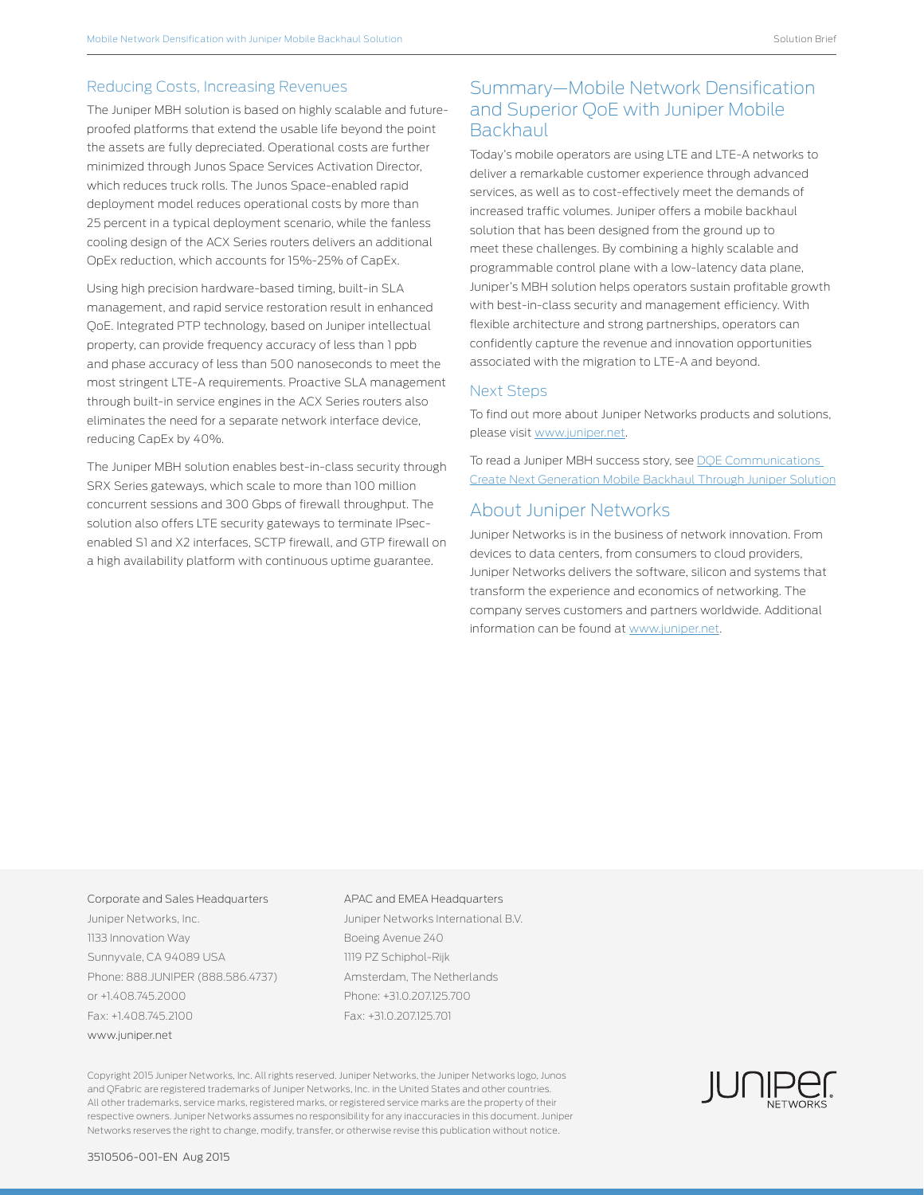## Reducing Costs, Increasing Revenues

The Juniper MBH solution is based on highly scalable and future-proofed platforms that extend the usable life beyond the point the assets are fully depreciated. Operational costs are further minimized through Junos Space Services Activation Director, which reduces truck rolls. The Junos Space-enabled rapid deployment model reduces operational costs by more than 25 percent in a typical deployment scenario, while the fanless cooling design of the ACX Series routers delivers an additional OpEx reduction, which accounts for 15%-25% of CapEx.

Using high precision hardware-based timing, built-in SLA management, and rapid service restoration result in enhanced QoE. Integrated PTP technology, based on Juniper intellectual property, can provide frequency accuracy of less than 1 ppb and phase accuracy of less than 500 nanoseconds to meet the most stringent LTE-A requirements. Proactive SLA management through built-in service engines in the ACX Series routers also eliminates the need for a separate network interface device, reducing CapEx by 40%.

The Juniper MBH solution enables best-in-class security through SRX Series gateways, which scale to more than 100 million concurrent sessions and 300 Gbps of firewall throughput. The solution also offers LTE security gateways to terminate IPsec-enabled S1 and X2 interfaces, SCTP firewall, and GTP firewall on a high availability platform with continuous uptime guarantee.

## Summary—Mobile Network Densification and Superior QoE with Juniper Mobile Backhaul

Today's mobile operators are using LTE and LTE-A networks to deliver a remarkable customer experience through advanced services, as well as to cost-effectively meet the demands of increased traffic volumes. Juniper offers a mobile backhaul solution that has been designed from the ground up to meet these challenges. By combining a highly scalable and programmable control plane with a low-latency data plane, Juniper's MBH solution helps operators sustain profitable growth with best-in-class security and management efficiency. With flexible architecture and strong partnerships, operators can confidently capture the revenue and innovation opportunities associated with the migration to LTE-A and beyond.

### Next Steps

To find out more about Juniper Networks products and solutions, please visit www.juniper.net.

To read a Juniper MBH success story, see DQE Communications Create Next Generation Mobile Backhaul Through Juniper Solution

## About Juniper Networks

Juniper Networks is in the business of network innovation. From devices to data centers, from consumers to cloud providers, Juniper Networks delivers the software, silicon and systems that transform the experience and economics of networking. The company serves customers and partners worldwide. Additional information can be found at www.juniper.net.

Corporate and Sales Headquarters
Juniper Networks, Inc.
1133 Innovation Way
Sunnyvale, CA 94089 USA
Phone: 888.JUNIPER (888.586.4737)
or +1.408.745.2000
Fax: +1.408.745.2100
www.juniper.net

APAC and EMEA Headquarters
Juniper Networks International B.V.
Boeing Avenue 240
1119 PZ Schiphol-Rijk
Amsterdam, The Netherlands
Phone: +31.0.207.125.700
Fax: +31.0.207.125.701

Copyright 2015 Juniper Networks, Inc. All rights reserved. Juniper Networks, the Juniper Networks logo, Junos and QFabric are registered trademarks of Juniper Networks, Inc. in the United States and other countries. All other trademarks, service marks, registered marks, or registered service marks are the property of their respective owners. Juniper Networks assumes no responsibility for any inaccuracies in this document. Juniper Networks reserves the right to change, modify, transfer, or otherwise revise this publication without notice.

3510506-001-EN Aug 2015